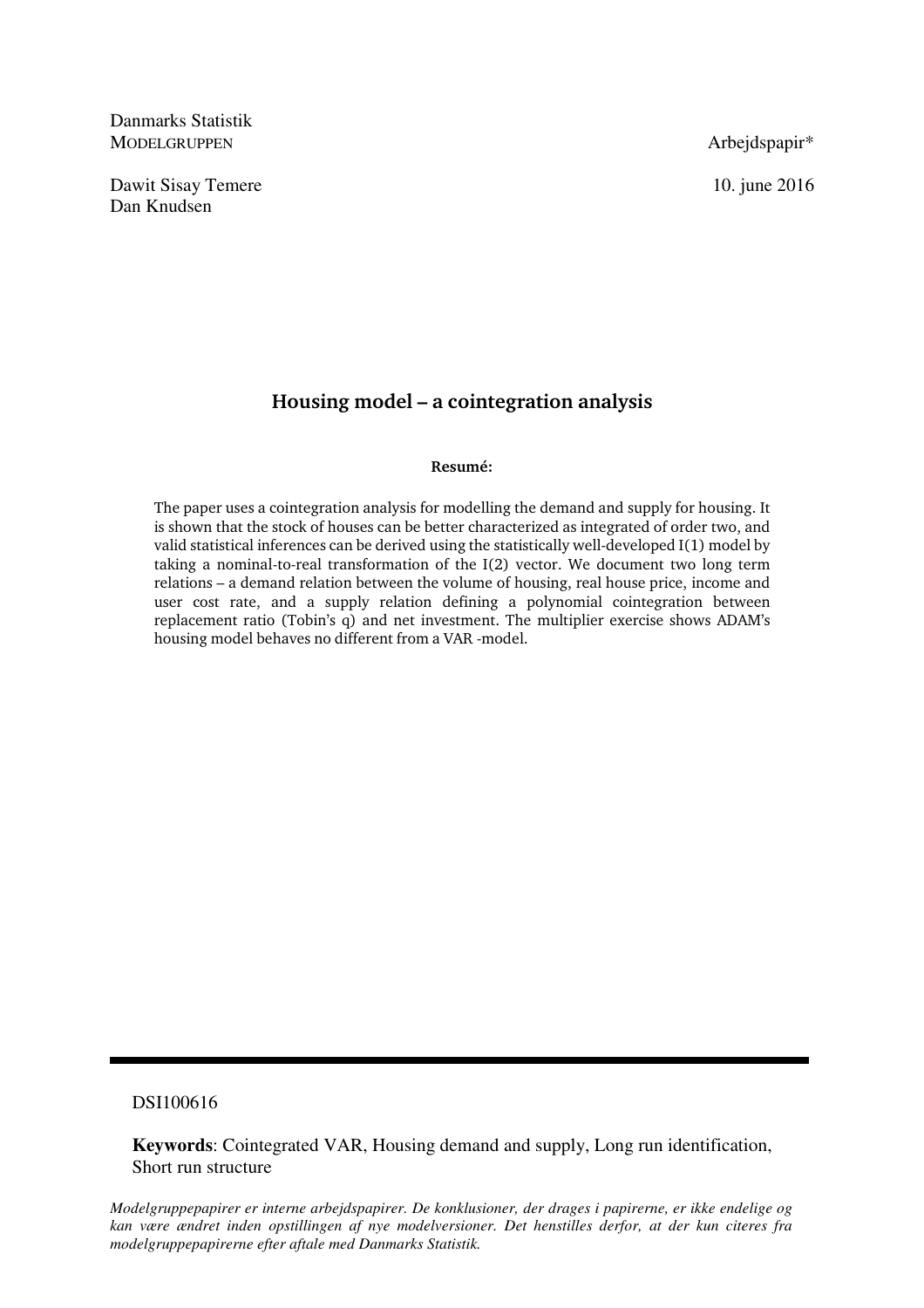Danmarks Statistik
MODELGRUPPEN

Arbejdspapir*

Dawit Sisay Temere
Dan Knudsen

10. june 2016

## Housing model – a cointegration analysis

**Resumé:**

The paper uses a cointegration analysis for modelling the demand and supply for housing. It is shown that the stock of houses can be better characterized as integrated of order two, and valid statistical inferences can be derived using the statistically well-developed I(1) model by taking a nominal-to-real transformation of the I(2) vector. We document two long term relations – a demand relation between the volume of housing, real house price, income and user cost rate, and a supply relation defining a polynomial cointegration between replacement ratio (Tobin's q) and net investment. The multiplier exercise shows ADAM's housing model behaves no different from a VAR -model.

---

DSI100616

**Keywords**: Cointegrated VAR, Housing demand and supply, Long run identification, Short run structure

*Modelgruppepapirer er interne arbejdspapirer. De konklusioner, der drages i papirerne, er ikke endelige og kan være ændret inden opstillingen af nye modelversioner. Det henstilles derfor, at der kun citeres fra modelgruppepapirerne efter aftale med Danmarks Statistik.*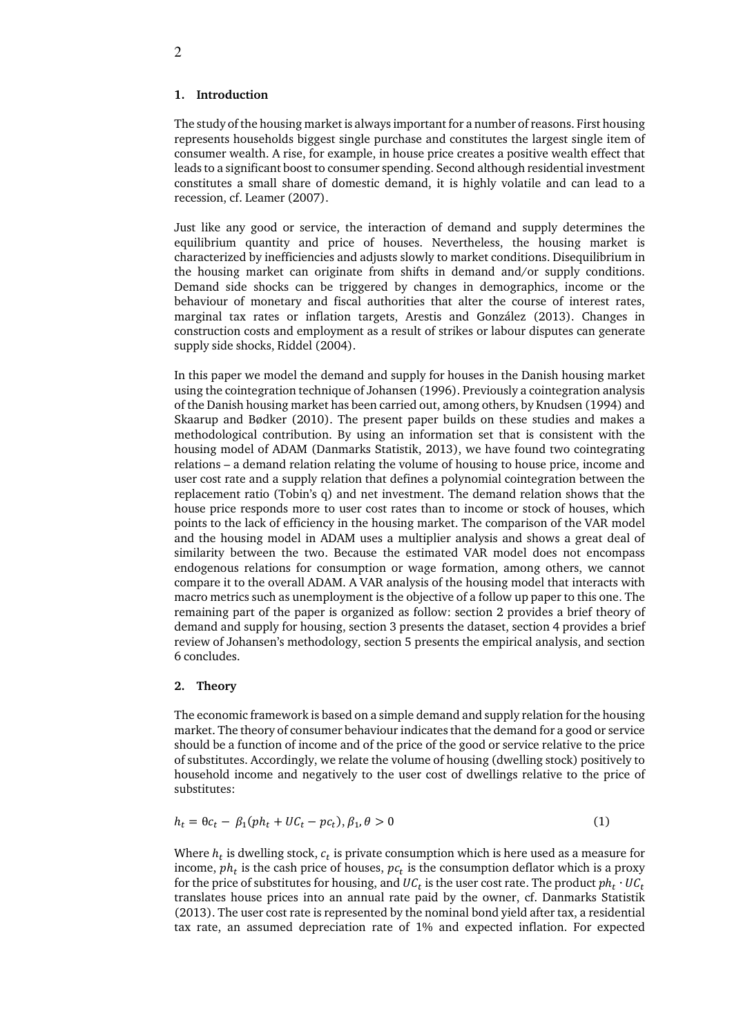## 1. Introduction

The study of the housing market is always important for a number of reasons. First housing represents households biggest single purchase and constitutes the largest single item of consumer wealth. A rise, for example, in house price creates a positive wealth effect that leads to a significant boost to consumer spending. Second although residential investment constitutes a small share of domestic demand, it is highly volatile and can lead to a recession, cf. Leamer (2007).

Just like any good or service, the interaction of demand and supply determines the equilibrium quantity and price of houses. Nevertheless, the housing market is characterized by inefficiencies and adjusts slowly to market conditions. Disequilibrium in the housing market can originate from shifts in demand and/or supply conditions. Demand side shocks can be triggered by changes in demographics, income or the behaviour of monetary and fiscal authorities that alter the course of interest rates, marginal tax rates or inflation targets, Arestis and González (2013). Changes in construction costs and employment as a result of strikes or labour disputes can generate supply side shocks, Riddel (2004).

In this paper we model the demand and supply for houses in the Danish housing market using the cointegration technique of Johansen (1996). Previously a cointegration analysis of the Danish housing market has been carried out, among others, by Knudsen (1994) and Skaarup and Bødker (2010). The present paper builds on these studies and makes a methodological contribution. By using an information set that is consistent with the housing model of ADAM (Danmarks Statistik, 2013), we have found two cointegrating relations – a demand relation relating the volume of housing to house price, income and user cost rate and a supply relation that defines a polynomial cointegration between the replacement ratio (Tobin's q) and net investment. The demand relation shows that the house price responds more to user cost rates than to income or stock of houses, which points to the lack of efficiency in the housing market. The comparison of the VAR model and the housing model in ADAM uses a multiplier analysis and shows a great deal of similarity between the two. Because the estimated VAR model does not encompass endogenous relations for consumption or wage formation, among others, we cannot compare it to the overall ADAM. A VAR analysis of the housing model that interacts with macro metrics such as unemployment is the objective of a follow up paper to this one. The remaining part of the paper is organized as follow: section 2 provides a brief theory of demand and supply for housing, section 3 presents the dataset, section 4 provides a brief review of Johansen's methodology, section 5 presents the empirical analysis, and section 6 concludes.

## 2. Theory

The economic framework is based on a simple demand and supply relation for the housing market. The theory of consumer behaviour indicates that the demand for a good or service should be a function of income and of the price of the good or service relative to the price of substitutes. Accordingly, we relate the volume of housing (dwelling stock) positively to household income and negatively to the user cost of dwellings relative to the price of substitutes:

$$h_t = \theta c_t - \beta_1(ph_t + UC_t - pc_t), \beta_1, \theta > 0 \tag{1}$$

Where $h_t$ is dwelling stock, $c_t$ is private consumption which is here used as a measure for income, $ph_t$ is the cash price of houses, $pc_t$ is the consumption deflator which is a proxy for the price of substitutes for housing, and $UC_t$ is the user cost rate. The product $ph_t \cdot UC_t$ translates house prices into an annual rate paid by the owner, cf. Danmarks Statistik (2013). The user cost rate is represented by the nominal bond yield after tax, a residential tax rate, an assumed depreciation rate of 1% and expected inflation. For expected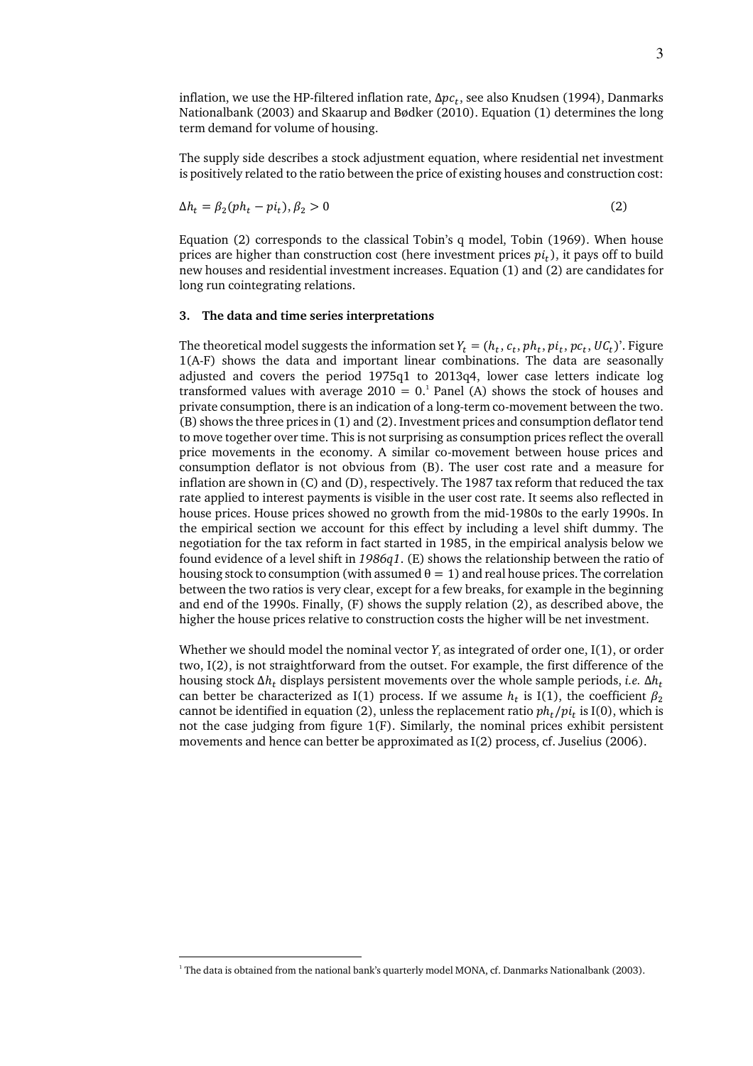inflation, we use the HP-filtered inflation rate, $\Delta pc_t$, see also Knudsen (1994), Danmarks Nationalbank (2003) and Skaarup and Bødker (2010). Equation (1) determines the long term demand for volume of housing.

The supply side describes a stock adjustment equation, where residential net investment is positively related to the ratio between the price of existing houses and construction cost:

$$\Delta h_t = \beta_2(ph_t - pi_t), \beta_2 > 0 \tag{2}$$

Equation (2) corresponds to the classical Tobin's q model, Tobin (1969). When house prices are higher than construction cost (here investment prices $pi_t$), it pays off to build new houses and residential investment increases. Equation (1) and (2) are candidates for long run cointegrating relations.

### 3. The data and time series interpretations

The theoretical model suggests the information set $Y_t = (h_t, c_t, ph_t, pi_t, pc_t, UC_t)'$. Figure 1(A-F) shows the data and important linear combinations. The data are seasonally adjusted and covers the period 1975q1 to 2013q4, lower case letters indicate log transformed values with average $2010 = 0$.[1] Panel (A) shows the stock of houses and private consumption, there is an indication of a long-term co-movement between the two. (B) shows the three prices in (1) and (2). Investment prices and consumption deflator tend to move together over time. This is not surprising as consumption prices reflect the overall price movements in the economy. A similar co-movement between house prices and consumption deflator is not obvious from (B). The user cost rate and a measure for inflation are shown in (C) and (D), respectively. The 1987 tax reform that reduced the tax rate applied to interest payments is visible in the user cost rate. It seems also reflected in house prices. House prices showed no growth from the mid-1980s to the early 1990s. In the empirical section we account for this effect by including a level shift dummy. The negotiation for the tax reform in fact started in 1985, in the empirical analysis below we found evidence of a level shift in *1986q1*. (E) shows the relationship between the ratio of housing stock to consumption (with assumed $\theta = 1$) and real house prices. The correlation between the two ratios is very clear, except for a few breaks, for example in the beginning and end of the 1990s. Finally, (F) shows the supply relation (2), as described above, the higher the house prices relative to construction costs the higher will be net investment.

Whether we should model the nominal vector $Y_t$ as integrated of order one, I(1), or order two, I(2), is not straightforward from the outset. For example, the first difference of the housing stock $\Delta h_t$ displays persistent movements over the whole sample periods, *i.e.* $\Delta h_t$ can better be characterized as I(1) process. If we assume $h_t$ is I(1), the coefficient $\beta_2$ cannot be identified in equation (2), unless the replacement ratio $ph_t/pi_t$ is I(0), which is not the case judging from figure 1(F). Similarly, the nominal prices exhibit persistent movements and hence can better be approximated as I(2) process, cf. Juselius (2006).

[1] The data is obtained from the national bank's quarterly model MONA, cf. Danmarks Nationalbank (2003).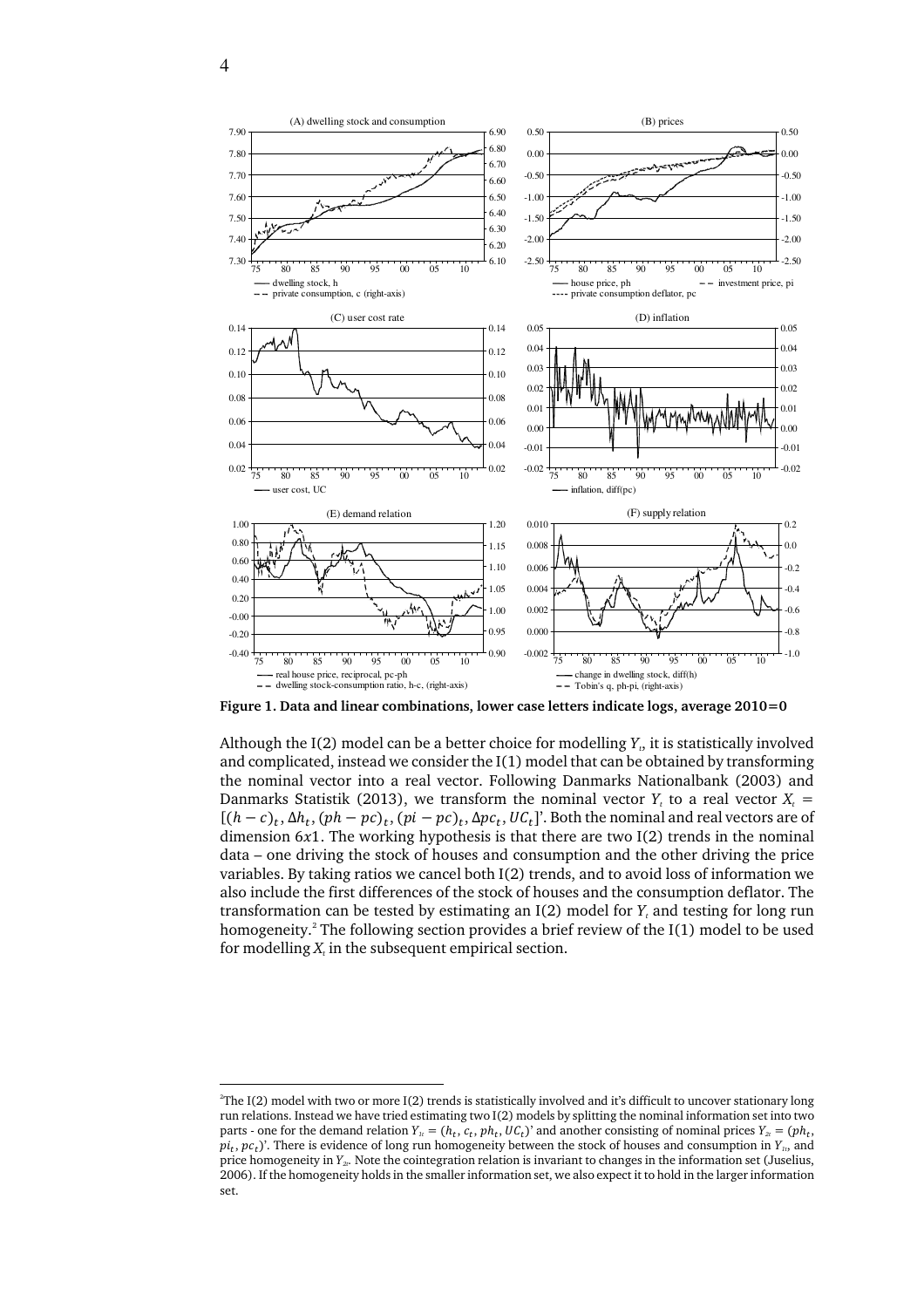**Figure 1. Data and linear combinations, lower case letters indicate logs, average 2010=0**

Although the I(2) model can be a better choice for modelling $Y_t$, it is statistically involved and complicated, instead we consider the I(1) model that can be obtained by transforming the nominal vector into a real vector. Following Danmarks Nationalbank (2003) and Danmarks Statistik (2013), we transform the nominal vector $Y_t$ to a real vector $X_t = [(h-c)_t, \Delta h_t, (ph-pc)_t, (pi-pc)_t, \Delta pc_t, UC_t]'$. Both the nominal and real vectors are of dimension $6x1$. The working hypothesis is that there are two I(2) trends in the nominal data – one driving the stock of houses and consumption and the other driving the price variables. By taking ratios we cancel both I(2) trends, and to avoid loss of information we also include the first differences of the stock of houses and the consumption deflator. The transformation can be tested by estimating an I(2) model for $Y_t$ and testing for long run homogeneity.[2] The following section provides a brief review of the I(1) model to be used for modelling $X_t$ in the subsequent empirical section.

[2] The I(2) model with two or more I(2) trends is statistically involved and it's difficult to uncover stationary long run relations. Instead we have tried estimating two I(2) models by splitting the nominal information set into two parts - one for the demand relation $Y_{1t} = (h_t, c_t, ph_t, UC_t)'$ and another consisting of nominal prices $Y_{2t} = (ph_t, pi_t, pc_t)'$. There is evidence of long run homogeneity between the stock of houses and consumption in $Y_{1t}$, and price homogeneity in $Y_{2t}$. Note the cointegration relation is invariant to changes in the information set (Juselius, 2006). If the homogeneity holds in the smaller information set, we also expect it to hold in the larger information set.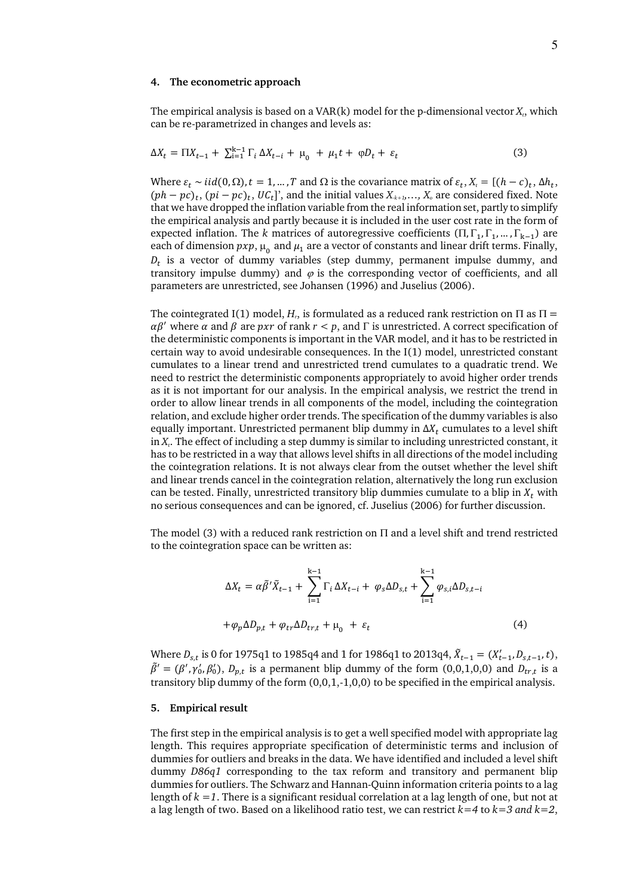## 4. The econometric approach

The empirical analysis is based on a VAR(k) model for the p-dimensional vector $X_t$, which can be re-parametrized in changes and levels as:

$$\Delta X_t = \Pi X_{t-1} + \sum_{i=1}^{k-1} \Gamma_i \Delta X_{t-i} + \mu_0 + \mu_1 t + \varphi D_t + \varepsilon_t \tag{3}$$

Where $\varepsilon_t \sim iid(0,\Omega), t = 1,\ldots,T$ and $\Omega$ is the covariance matrix of $\varepsilon_t$, $X_t = [(h-c)_t, \Delta h_t, (ph-pc)_t, (pi-pc)_t, UC_t]'$, and the initial values $X_{-k+1},\ldots, X_0$ are considered fixed. Note that we have dropped the inflation variable from the real information set, partly to simplify the empirical analysis and partly because it is included in the user cost rate in the form of expected inflation. The $k$ matrices of autoregressive coefficients $(\Pi, \Gamma_1, \Gamma_1, \ldots, \Gamma_{k-1})$ are each of dimension $pxp$, $\mu_0$ and $\mu_1$ are a vector of constants and linear drift terms. Finally, $D_t$ is a vector of dummy variables (step dummy, permanent impulse dummy, and transitory impulse dummy) and $\varphi$ is the corresponding vector of coefficients, and all parameters are unrestricted, see Johansen (1996) and Juselius (2006).

The cointegrated I(1) model, $H_r$, is formulated as a reduced rank restriction on $\Pi$ as $\Pi = \alpha\beta'$ where $\alpha$ and $\beta$ are $pxr$ of rank $r < p$, and $\Gamma$ is unrestricted. A correct specification of the deterministic components is important in the VAR model, and it has to be restricted in certain way to avoid undesirable consequences. In the I(1) model, unrestricted constant cumulates to a linear trend and unrestricted trend cumulates to a quadratic trend. We need to restrict the deterministic components appropriately to avoid higher order trends as it is not important for our analysis. In the empirical analysis, we restrict the trend in order to allow linear trends in all components of the model, including the cointegration relation, and exclude higher order trends. The specification of the dummy variables is also equally important. Unrestricted permanent blip dummy in $\Delta X_t$ cumulates to a level shift in $X_t$. The effect of including a step dummy is similar to including unrestricted constant, it has to be restricted in a way that allows level shifts in all directions of the model including the cointegration relations. It is not always clear from the outset whether the level shift and linear trends cancel in the cointegration relation, alternatively the long run exclusion can be tested. Finally, unrestricted transitory blip dummies cumulate to a blip in $X_t$ with no serious consequences and can be ignored, cf. Juselius (2006) for further discussion.

The model (3) with a reduced rank restriction on $\Pi$ and a level shift and trend restricted to the cointegration space can be written as:

$$\Delta X_t = \alpha\tilde{\beta}'\tilde{X}_{t-1} + \sum_{i=1}^{k-1} \Gamma_i \Delta X_{t-i} + \varphi_s \Delta D_{s,t} + \sum_{i=1}^{k-1} \varphi_{s,i} \Delta D_{s,t-i}$$

$$+ \varphi_p \Delta D_{p,t} + \varphi_{tr} \Delta D_{tr,t} + \mu_0 + \varepsilon_t \tag{4}$$

Where $D_{s,t}$ is 0 for 1975q1 to 1985q4 and 1 for 1986q1 to 2013q4, $\tilde{X}_{t-1} = (X'_{t-1}, D_{s,t-1}, t)$, $\tilde{\beta}' = (\beta', \gamma'_0, \beta'_0)$, $D_{p,t}$ is a permanent blip dummy of the form (0,0,1,0,0) and $D_{tr,t}$ is a transitory blip dummy of the form (0,0,1,-1,0,0) to be specified in the empirical analysis.

## 5. Empirical result

The first step in the empirical analysis is to get a well specified model with appropriate lag length. This requires appropriate specification of deterministic terms and inclusion of dummies for outliers and breaks in the data. We have identified and included a level shift dummy *D86q1* corresponding to the tax reform and transitory and permanent blip dummies for outliers. The Schwarz and Hannan-Quinn information criteria points to a lag length of *k =1*. There is a significant residual correlation at a lag length of one, but not at a lag length of two. Based on a likelihood ratio test, we can restrict *k=4* to *k=3 and k=2*,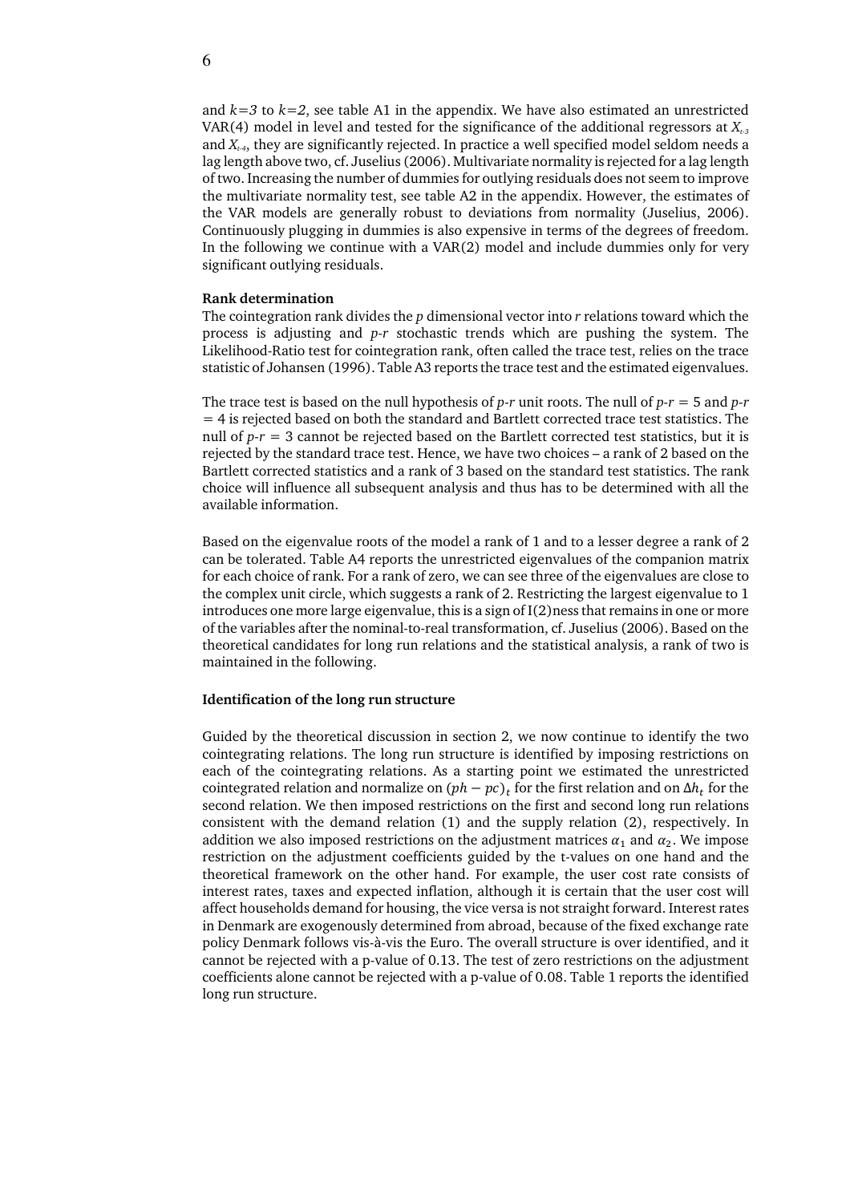and $k=3$ to $k=2$, see table A1 in the appendix. We have also estimated an unrestricted VAR(4) model in level and tested for the significance of the additional regressors at $X_{t-3}$ and $X_{t-4}$, they are significantly rejected. In practice a well specified model seldom needs a lag length above two, cf. Juselius (2006). Multivariate normality is rejected for a lag length of two. Increasing the number of dummies for outlying residuals does not seem to improve the multivariate normality test, see table A2 in the appendix. However, the estimates of the VAR models are generally robust to deviations from normality (Juselius, 2006). Continuously plugging in dummies is also expensive in terms of the degrees of freedom. In the following we continue with a VAR(2) model and include dummies only for very significant outlying residuals.

**Rank determination**

The cointegration rank divides the $p$ dimensional vector into $r$ relations toward which the process is adjusting and $p$-$r$ stochastic trends which are pushing the system. The Likelihood-Ratio test for cointegration rank, often called the trace test, relies on the trace statistic of Johansen (1996). Table A3 reports the trace test and the estimated eigenvalues.

The trace test is based on the null hypothesis of $p$-$r$ unit roots. The null of $p$-$r = 5$ and $p$-$r = 4$ is rejected based on both the standard and Bartlett corrected trace test statistics. The null of $p$-$r = 3$ cannot be rejected based on the Bartlett corrected test statistics, but it is rejected by the standard trace test. Hence, we have two choices – a rank of 2 based on the Bartlett corrected statistics and a rank of 3 based on the standard test statistics. The rank choice will influence all subsequent analysis and thus has to be determined with all the available information.

Based on the eigenvalue roots of the model a rank of 1 and to a lesser degree a rank of 2 can be tolerated. Table A4 reports the unrestricted eigenvalues of the companion matrix for each choice of rank. For a rank of zero, we can see three of the eigenvalues are close to the complex unit circle, which suggests a rank of 2. Restricting the largest eigenvalue to 1 introduces one more large eigenvalue, this is a sign of I(2)ness that remains in one or more of the variables after the nominal-to-real transformation, cf. Juselius (2006). Based on the theoretical candidates for long run relations and the statistical analysis, a rank of two is maintained in the following.

**Identification of the long run structure**

Guided by the theoretical discussion in section 2, we now continue to identify the two cointegrating relations. The long run structure is identified by imposing restrictions on each of the cointegrating relations. As a starting point we estimated the unrestricted cointegrated relation and normalize on $(ph - pc)_t$ for the first relation and on $\Delta h_t$ for the second relation. We then imposed restrictions on the first and second long run relations consistent with the demand relation (1) and the supply relation (2), respectively. In addition we also imposed restrictions on the adjustment matrices $\alpha_1$ and $\alpha_2$. We impose restriction on the adjustment coefficients guided by the t-values on one hand and the theoretical framework on the other hand. For example, the user cost rate consists of interest rates, taxes and expected inflation, although it is certain that the user cost will affect households demand for housing, the vice versa is not straight forward. Interest rates in Denmark are exogenously determined from abroad, because of the fixed exchange rate policy Denmark follows vis-à-vis the Euro. The overall structure is over identified, and it cannot be rejected with a p-value of 0.13. The test of zero restrictions on the adjustment coefficients alone cannot be rejected with a p-value of 0.08. Table 1 reports the identified long run structure.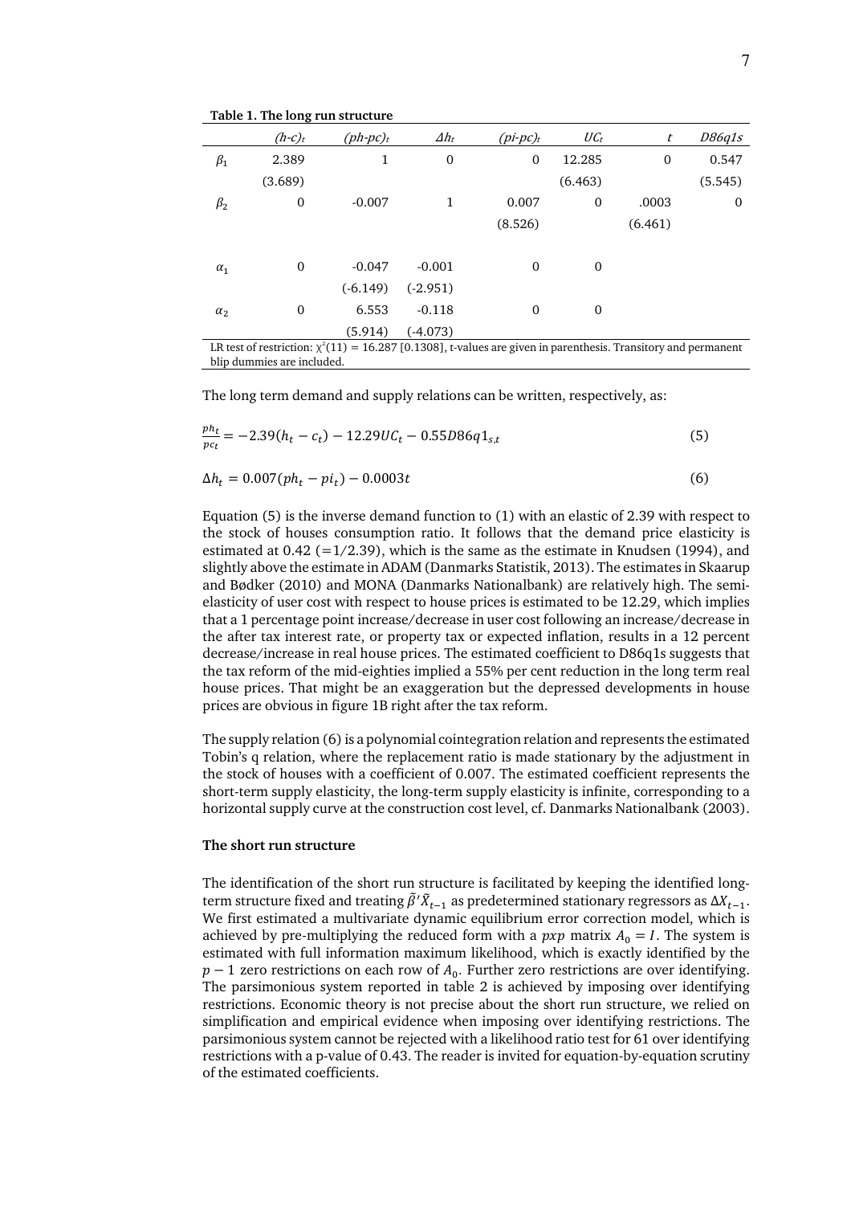**Table 1. The long run structure**

| | $(h\text{-}c)_t$ | $(ph\text{-}pc)_t$ | $\Delta h_t$ | $(pi\text{-}pc)_t$ | $UC_t$ | $t$ | $D86q1s$ |
|---|---|---|---|---|---|---|---|
| $\beta_1$ | 2.389 | 1 | 0 | 0 | 12.285 | 0 | 0.547 |
| | (3.689) | | | | (6.463) | | (5.545) |
| $\beta_2$ | 0 | -0.007 | 1 | 0.007 | 0 | .0003 | 0 |
| | | | | (8.526) | | (6.461) | |
| $\alpha_1$ | 0 | -0.047 | -0.001 | 0 | 0 | | |
| | | (-6.149) | (-2.951) | | | | |
| $\alpha_2$ | 0 | 6.553 | -0.118 | 0 | 0 | | |
| | | (5.914) | (-4.073) | | | | |

LR test of restriction: $\chi^2(11) = 16.287$ [0.1308], t-values are given in parenthesis. Transitory and permanent blip dummies are included.

The long term demand and supply relations can be written, respectively, as:

$$\frac{ph_t}{pc_t} = -2.39(h_t - c_t) - 12.29UC_t - 0.55D86q1_{s,t} \tag{5}$$

$$\Delta h_t = 0.007(ph_t - pi_t) - 0.0003t \tag{6}$$

Equation (5) is the inverse demand function to (1) with an elastic of 2.39 with respect to the stock of houses consumption ratio. It follows that the demand price elasticity is estimated at 0.42 (=1/2.39), which is the same as the estimate in Knudsen (1994), and slightly above the estimate in ADAM (Danmarks Statistik, 2013). The estimates in Skaarup and Bødker (2010) and MONA (Danmarks Nationalbank) are relatively high. The semi-elasticity of user cost with respect to house prices is estimated to be 12.29, which implies that a 1 percentage point increase/decrease in user cost following an increase/decrease in the after tax interest rate, or property tax or expected inflation, results in a 12 percent decrease/increase in real house prices. The estimated coefficient to D86q1s suggests that the tax reform of the mid-eighties implied a 55% per cent reduction in the long term real house prices. That might be an exaggeration but the depressed developments in house prices are obvious in figure 1B right after the tax reform.

The supply relation (6) is a polynomial cointegration relation and represents the estimated Tobin's q relation, where the replacement ratio is made stationary by the adjustment in the stock of houses with a coefficient of 0.007. The estimated coefficient represents the short-term supply elasticity, the long-term supply elasticity is infinite, corresponding to a horizontal supply curve at the construction cost level, cf. Danmarks Nationalbank (2003).

**The short run structure**

The identification of the short run structure is facilitated by keeping the identified long-term structure fixed and treating $\tilde{\beta}'\tilde{X}_{t-1}$ as predetermined stationary regressors as $\Delta X_{t-1}$. We first estimated a multivariate dynamic equilibrium error correction model, which is achieved by pre-multiplying the reduced form with a $pxp$ matrix $A_0 = I$. The system is estimated with full information maximum likelihood, which is exactly identified by the $p-1$ zero restrictions on each row of $A_0$. Further zero restrictions are over identifying. The parsimonious system reported in table 2 is achieved by imposing over identifying restrictions. Economic theory is not precise about the short run structure, we relied on simplification and empirical evidence when imposing over identifying restrictions. The parsimonious system cannot be rejected with a likelihood ratio test for 61 over identifying restrictions with a p-value of 0.43. The reader is invited for equation-by-equation scrutiny of the estimated coefficients.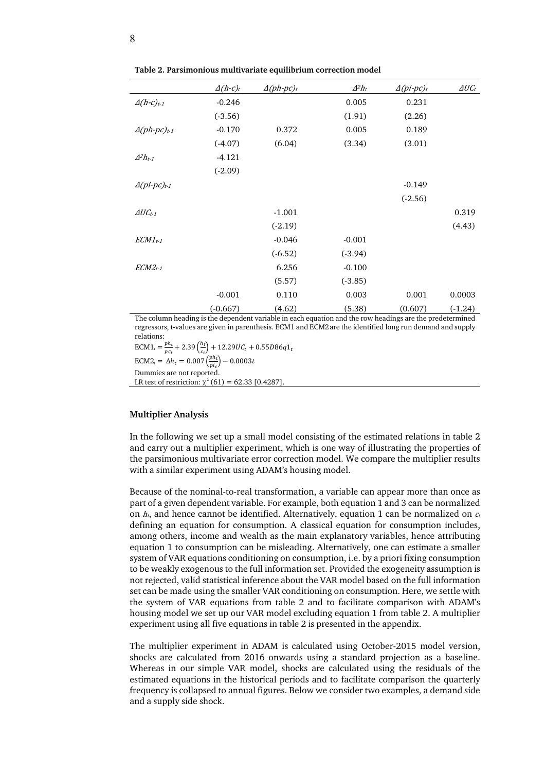**Table 2. Parsimonious multivariate equilibrium correction model**

| | $\Delta(h\text{-}c)_t$ | $\Delta(ph\text{-}pc)_t$ | $\Delta^2 h_t$ | $\Delta(pi\text{-}pc)_t$ | $\Delta UC_t$ |
|---|---|---|---|---|---|
| $\Delta(h\text{-}c)_{t\text{-}1}$ | -0.246 | | 0.005 | 0.231 | |
| | (-3.56) | | (1.91) | (2.26) | |
| $\Delta(ph\text{-}pc)_{t\text{-}1}$ | -0.170 | 0.372 | 0.005 | 0.189 | |
| | (-4.07) | (6.04) | (3.34) | (3.01) | |
| $\Delta^2 h_{t\text{-}1}$ | -4.121 | | | | |
| | (-2.09) | | | | |
| $\Delta(pi\text{-}pc)_{t\text{-}1}$ | | | | -0.149 | |
| | | | | (-2.56) | |
| $\Delta UC_{t\text{-}1}$ | | -1.001 | | | 0.319 |
| | | (-2.19) | | | (4.43) |
| $ECM1_{t\text{-}1}$ | | -0.046 | -0.001 | | |
| | | (-6.52) | (-3.94) | | |
| $ECM2_{t\text{-}1}$ | | 6.256 | -0.100 | | |
| | | (5.57) | (-3.85) | | |
| | -0.001 | 0.110 | 0.003 | 0.001 | 0.0003 |
| | (-0.667) | (4.62) | (5.38) | (0.607) | (-1.24) |

The column heading is the dependent variable in each equation and the row headings are the predetermined regressors, t-values are given in parenthesis. ECM1 and ECM2 are the identified long run demand and supply relations:

$\text{ECM1}_t = \frac{ph_t}{pc_t} + 2.39\left(\frac{h_t}{c_t}\right) + 12.29UC_t + 0.55D86q1_t$

$\text{ECM2}_t = \Delta h_t = 0.007\left(\frac{ph_t}{pi_t}\right) - 0.0003t$

Dummies are not reported.

LR test of restriction: $\chi^2(61) = 62.33$ [0.4287].

**Multiplier Analysis**

In the following we set up a small model consisting of the estimated relations in table 2 and carry out a multiplier experiment, which is one way of illustrating the properties of the parsimonious multivariate error correction model. We compare the multiplier results with a similar experiment using ADAM's housing model.

Because of the nominal-to-real transformation, a variable can appear more than once as part of a given dependent variable. For example, both equation 1 and 3 can be normalized on $h_t$, and hence cannot be identified. Alternatively, equation 1 can be normalized on $c_t$ defining an equation for consumption. A classical equation for consumption includes, among others, income and wealth as the main explanatory variables, hence attributing equation 1 to consumption can be misleading. Alternatively, one can estimate a smaller system of VAR equations conditioning on consumption, i.e. by a priori fixing consumption to be weakly exogenous to the full information set. Provided the exogeneity assumption is not rejected, valid statistical inference about the VAR model based on the full information set can be made using the smaller VAR conditioning on consumption. Here, we settle with the system of VAR equations from table 2 and to facilitate comparison with ADAM's housing model we set up our VAR model excluding equation 1 from table 2. A multiplier experiment using all five equations in table 2 is presented in the appendix.

The multiplier experiment in ADAM is calculated using October-2015 model version, shocks are calculated from 2016 onwards using a standard projection as a baseline. Whereas in our simple VAR model, shocks are calculated using the residuals of the estimated equations in the historical periods and to facilitate comparison the quarterly frequency is collapsed to annual figures. Below we consider two examples, a demand side and a supply side shock.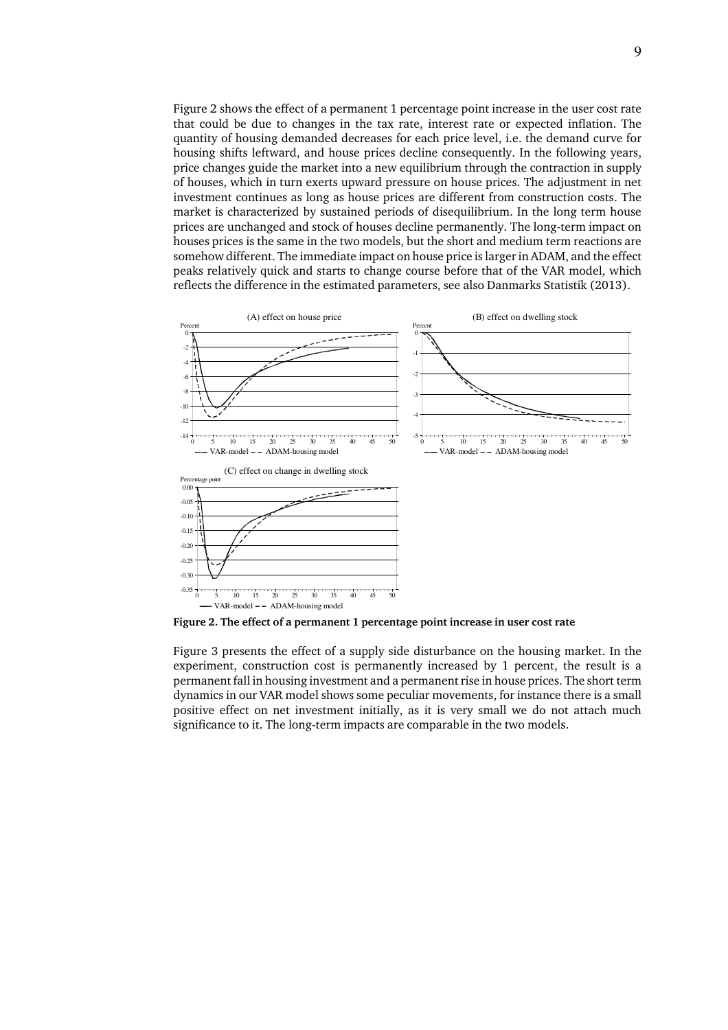Figure 2 shows the effect of a permanent 1 percentage point increase in the user cost rate that could be due to changes in the tax rate, interest rate or expected inflation. The quantity of housing demanded decreases for each price level, i.e. the demand curve for housing shifts leftward, and house prices decline consequently. In the following years, price changes guide the market into a new equilibrium through the contraction in supply of houses, which in turn exerts upward pressure on house prices. The adjustment in net investment continues as long as house prices are different from construction costs. The market is characterized by sustained periods of disequilibrium. In the long term house prices are unchanged and stock of houses decline permanently. The long-term impact on houses prices is the same in the two models, but the short and medium term reactions are somehow different. The immediate impact on house price is larger in ADAM, and the effect peaks relatively quick and starts to change course before that of the VAR model, which reflects the difference in the estimated parameters, see also Danmarks Statistik (2013).

**Figure 2. The effect of a permanent 1 percentage point increase in user cost rate**

Figure 3 presents the effect of a supply side disturbance on the housing market. In the experiment, construction cost is permanently increased by 1 percent, the result is a permanent fall in housing investment and a permanent rise in house prices. The short term dynamics in our VAR model shows some peculiar movements, for instance there is a small positive effect on net investment initially, as it is very small we do not attach much significance to it. The long-term impacts are comparable in the two models.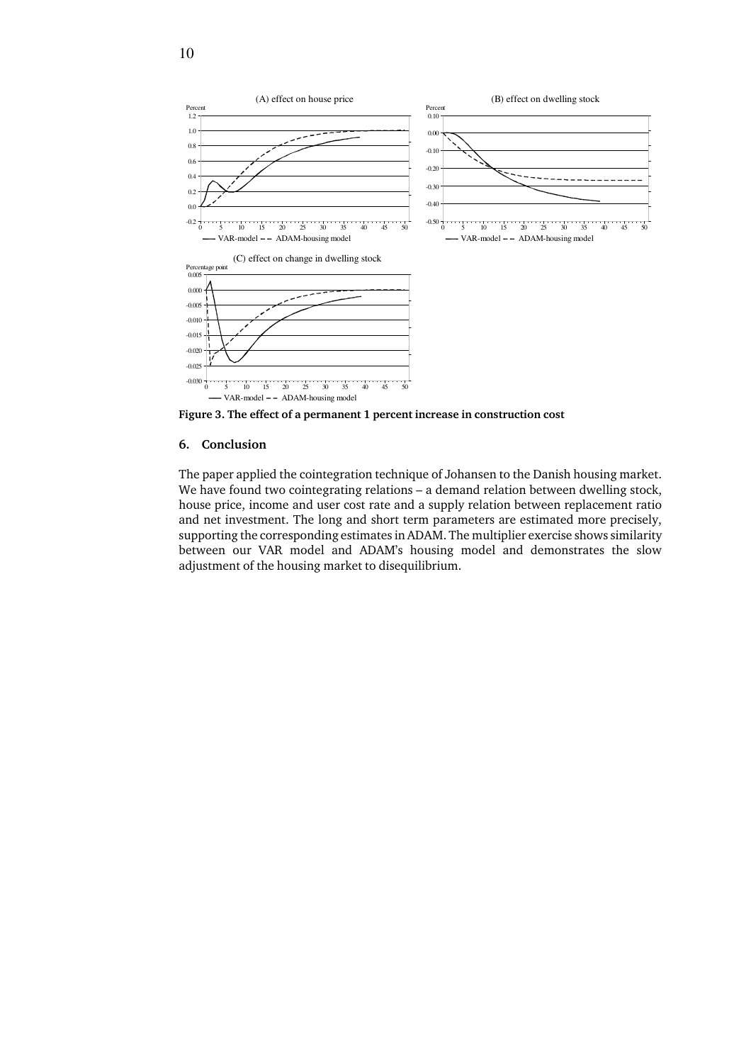**Figure 3. The effect of a permanent 1 percent increase in construction cost**

## 6. Conclusion

The paper applied the cointegration technique of Johansen to the Danish housing market. We have found two cointegrating relations – a demand relation between dwelling stock, house price, income and user cost rate and a supply relation between replacement ratio and net investment. The long and short term parameters are estimated more precisely, supporting the corresponding estimates in ADAM. The multiplier exercise shows similarity between our VAR model and ADAM's housing model and demonstrates the slow adjustment of the housing market to disequilibrium.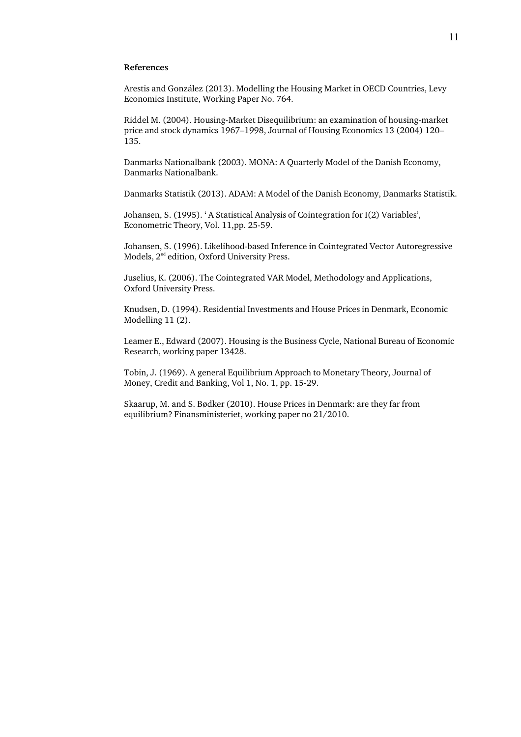**References**

Arestis and González (2013). Modelling the Housing Market in OECD Countries, Levy Economics Institute, Working Paper No. 764.

Riddel M. (2004). Housing-Market Disequilibrium: an examination of housing-market price and stock dynamics 1967–1998, Journal of Housing Economics 13 (2004) 120–135.

Danmarks Nationalbank (2003). MONA: A Quarterly Model of the Danish Economy, Danmarks Nationalbank.

Danmarks Statistik (2013). ADAM: A Model of the Danish Economy, Danmarks Statistik.

Johansen, S. (1995). ' A Statistical Analysis of Cointegration for I(2) Variables', Econometric Theory, Vol. 11,pp. 25-59.

Johansen, S. (1996). Likelihood-based Inference in Cointegrated Vector Autoregressive Models, 2nd edition, Oxford University Press.

Juselius, K. (2006). The Cointegrated VAR Model, Methodology and Applications, Oxford University Press.

Knudsen, D. (1994). Residential Investments and House Prices in Denmark, Economic Modelling 11 (2).

Leamer E., Edward (2007). Housing is the Business Cycle, National Bureau of Economic Research, working paper 13428.

Tobin, J. (1969). A general Equilibrium Approach to Monetary Theory, Journal of Money, Credit and Banking, Vol 1, No. 1, pp. 15-29.

Skaarup, M. and S. Bødker (2010). House Prices in Denmark: are they far from equilibrium? Finansministeriet, working paper no 21/2010.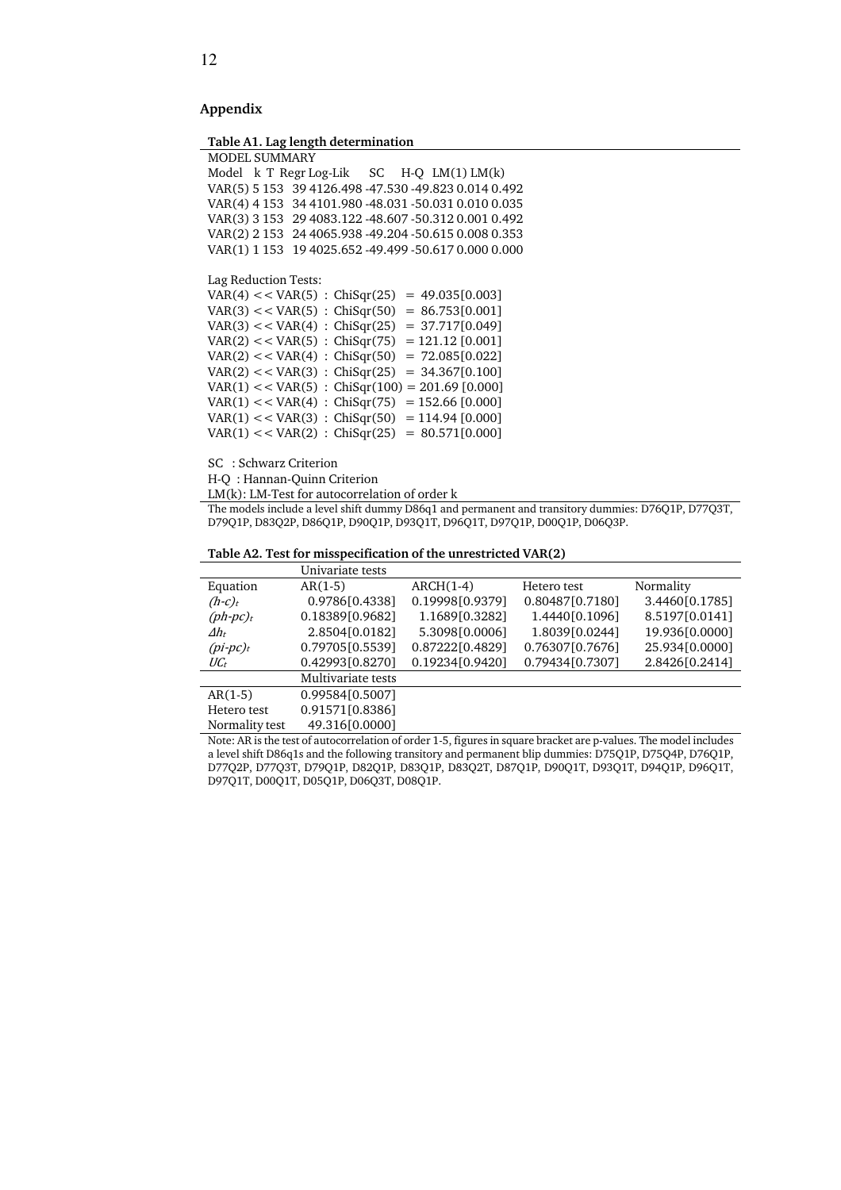## Appendix

**Table A1. Lag length determination**

MODEL SUMMARY

| Model | k | T | Regr | Log-Lik | SC | H-Q | LM(1) | LM(k) |
|---|---|---|---|---|---|---|---|---|
| VAR(5) | 5 | 153 | 39 | 4126.498 | -47.530 | -49.823 | 0.014 | 0.492 |
| VAR(4) | 4 | 153 | 34 | 4101.980 | -48.031 | -50.031 | 0.010 | 0.035 |
| VAR(3) | 3 | 153 | 29 | 4083.122 | -48.607 | -50.312 | 0.001 | 0.492 |
| VAR(2) | 2 | 153 | 24 | 4065.938 | -49.204 | -50.615 | 0.008 | 0.353 |
| VAR(1) | 1 | 153 | 19 | 4025.652 | -49.499 | -50.617 | 0.000 | 0.000 |

Lag Reduction Tests:

VAR(4) << VAR(5) : ChiSqr(25) = 49.035[0.003]
VAR(3) << VAR(5) : ChiSqr(50) = 86.753[0.001]
VAR(3) << VAR(4) : ChiSqr(25) = 37.717[0.049]
VAR(2) << VAR(5) : ChiSqr(75) = 121.12 [0.001]
VAR(2) << VAR(4) : ChiSqr(50) = 72.085[0.022]
VAR(2) << VAR(3) : ChiSqr(25) = 34.367[0.100]
VAR(1) << VAR(5) : ChiSqr(100) = 201.69 [0.000]
VAR(1) << VAR(4) : ChiSqr(75) = 152.66 [0.000]
VAR(1) << VAR(3) : ChiSqr(50) = 114.94 [0.000]
VAR(1) << VAR(2) : ChiSqr(25) = 80.571[0.000]

SC : Schwarz Criterion
H-Q : Hannan-Quinn Criterion
LM(k): LM-Test for autocorrelation of order k

The models include a level shift dummy D86q1 and permanent and transitory dummies: D76Q1P, D77Q3T, D79Q1P, D83Q2P, D86Q1P, D90Q1P, D93Q1T, D96Q1T, D97Q1P, D00Q1P, D06Q3P.

**Table A2. Test for misspecification of the unrestricted VAR(2)**

| | Univariate tests | | | |
|---|---|---|---|---|
| Equation | AR(1-5) | ARCH(1-4) | Hetero test | Normality |
| $(h\text{-}c)_t$ | 0.9786[0.4338] | 0.19998[0.9379] | 0.80487[0.7180] | 3.4460[0.1785] |
| $(ph\text{-}pc)_t$ | 0.18389[0.9682] | 1.1689[0.3282] | 1.4440[0.1096] | 8.5197[0.0141] |
| $\Delta h_t$ | 2.8504[0.0182] | 5.3098[0.0006] | 1.8039[0.0244] | 19.936[0.0000] |
| $(pi\text{-}pc)_t$ | 0.79705[0.5539] | 0.87222[0.4829] | 0.76307[0.7676] | 25.934[0.0000] |
| $UC_t$ | 0.42993[0.8270] | 0.19234[0.9420] | 0.79434[0.7307] | 2.8426[0.2414] |
| | Multivariate tests | | | |
| AR(1-5) | 0.99584[0.5007] | | | |
| Hetero test | 0.91571[0.8386] | | | |
| Normality test | 49.316[0.0000] | | | |

Note: AR is the test of autocorrelation of order 1-5, figures in square bracket are p-values. The model includes a level shift D86q1s and the following transitory and permanent blip dummies: D75Q1P, D75Q4P, D76Q1P, D77Q2P, D77Q3T, D79Q1P, D82Q1P, D83Q1P, D83Q2T, D87Q1P, D90Q1T, D93Q1T, D94Q1P, D96Q1T, D97Q1T, D00Q1T, D05Q1P, D06Q3T, D08Q1P.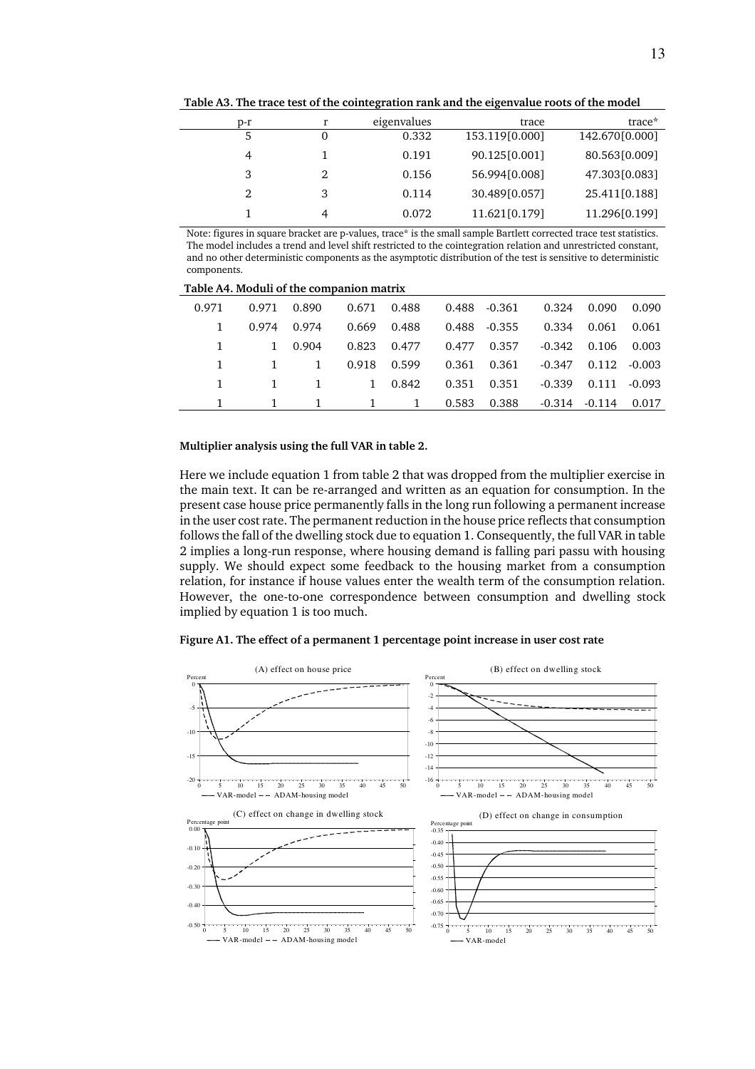**Table A3. The trace test of the cointegration rank and the eigenvalue roots of the model**

| p-r | r | eigenvalues | trace | trace* |
|---|---|---|---|---|
| 5 | 0 | 0.332 | 153.119[0.000] | 142.670[0.000] |
| 4 | 1 | 0.191 | 90.125[0.001] | 80.563[0.009] |
| 3 | 2 | 0.156 | 56.994[0.008] | 47.303[0.083] |
| 2 | 3 | 0.114 | 30.489[0.057] | 25.411[0.188] |
| 1 | 4 | 0.072 | 11.621[0.179] | 11.296[0.199] |

Note: figures in square bracket are p-values, trace* is the small sample Bartlett corrected trace test statistics. The model includes a trend and level shift restricted to the cointegration relation and unrestricted constant, and no other deterministic components as the asymptotic distribution of the test is sensitive to deterministic components.

**Table A4. Moduli of the companion matrix**

| | | | | | | | | | |
|---|---|---|---|---|---|---|---|---|---|
| 0.971 | 0.971 | 0.890 | 0.671 | 0.488 | 0.488 | -0.361 | 0.324 | 0.090 | 0.090 |
| 1 | 0.974 | 0.974 | 0.669 | 0.488 | 0.488 | -0.355 | 0.334 | 0.061 | 0.061 |
| 1 | 1 | 0.904 | 0.823 | 0.477 | 0.477 | 0.357 | -0.342 | 0.106 | 0.003 |
| 1 | 1 | 1 | 0.918 | 0.599 | 0.361 | 0.361 | -0.347 | 0.112 | -0.003 |
| 1 | 1 | 1 | 1 | 0.842 | 0.351 | 0.351 | -0.339 | 0.111 | -0.093 |
| 1 | 1 | 1 | 1 | 1 | 0.583 | 0.388 | -0.314 | -0.114 | 0.017 |

**Multiplier analysis using the full VAR in table 2.**

Here we include equation 1 from table 2 that was dropped from the multiplier exercise in the main text. It can be re-arranged and written as an equation for consumption. In the present case house price permanently falls in the long run following a permanent increase in the user cost rate. The permanent reduction in the house price reflects that consumption follows the fall of the dwelling stock due to equation 1. Consequently, the full VAR in table 2 implies a long-run response, where housing demand is falling pari passu with housing supply. We should expect some feedback to the housing market from a consumption relation, for instance if house values enter the wealth term of the consumption relation. However, the one-to-one correspondence between consumption and dwelling stock implied by equation 1 is too much.

**Figure A1. The effect of a permanent 1 percentage point increase in user cost rate**

(A) effect on house price
Percent
0
-5
-10
-15
-20
0 5 10 15 20 25 30 35 40 45 50
VAR-model — — ADAM-housing model

(B) effect on dwelling stock
Percent
0
-2
-4
-6
-8
-10
-12
-14
-16
0 5 10 15 20 25 30 35 40 45 50
VAR-model — — ADAM-housing model

(C) effect on change in dwelling stock
Percentage point
0.00
-0.10
-0.20
-0.30
-0.40
-0.50
0 5 10 15 20 25 30 35 40 45 50
VAR-model — — ADAM-housing model

(D) effect on change in consumption
Percentage point
-0.35
-0.40
-0.45
-0.50
-0.55
-0.60
-0.65
-0.70
-0.75
0 5 10 15 20 25 30 35 40 45 50
VAR-model